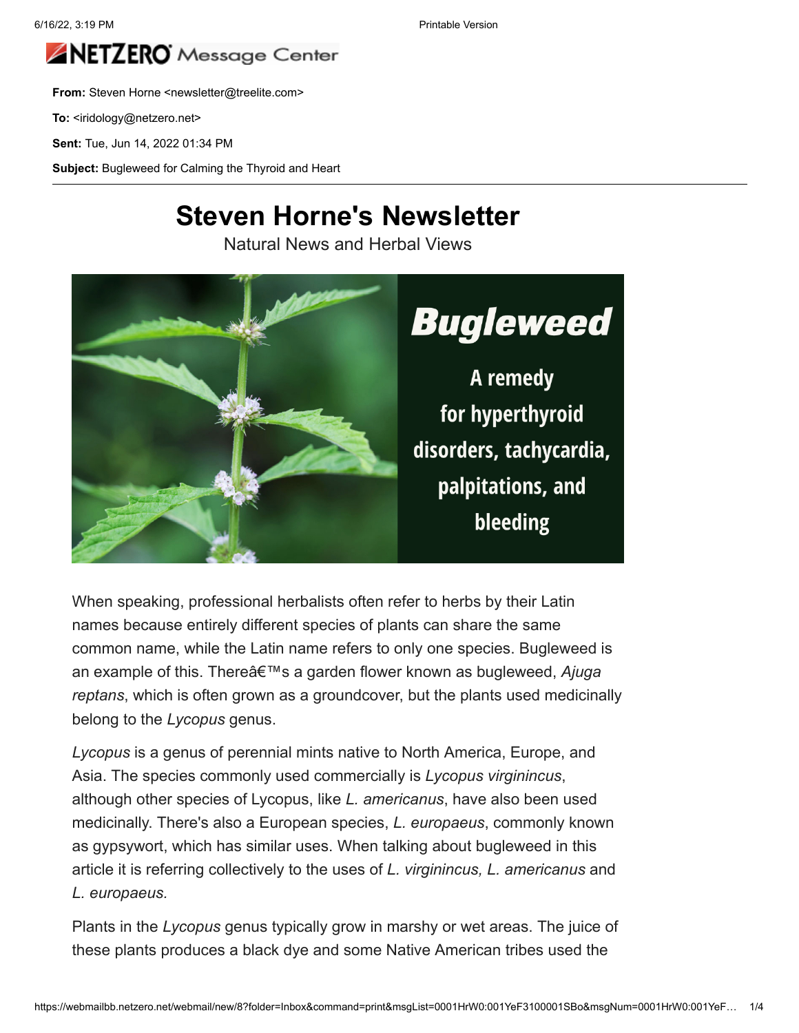From: Steven Horne <newsletter@treelite.com>

To: <iridology@netzero.net>

Sent: Tue, Jun 14, 2022 01:34 PM

Subject: Bugleweed for Calming the Thyroid and Heart

# Steven Horne's Newsletter

Natural News and Herbal Views

**Bugleweed**

**A remedy for hyperthyroid disorders, tachycardia, palpitations, and bleeding**

When speaking, professional herbalists often refer to herbs by their Latin names because entirely different species of plants can share the same common name, while the Latin name refers to only one species. Bugleweed is an example of this. Thereâ€™s a garden flower known as bugleweed, *Ajuga reptans*, which is often grown as a groundcover, but the plants used medicinally belong to the *Lycopus* genus.

*Lycopus* is a genus of perennial mints native to North America, Europe, and Asia. The species commonly used commercially is *Lycopus virginincus*, although other species of Lycopus, like *L. americanus*, have also been used medicinally. There's also a European species, *L. europaeus*, commonly known as gypsywort, which has similar uses. When talking about bugleweed in this article it is referring collectively to the uses of *L. virginincus, L. americanus* and *L. europaeus.*

Plants in the *Lycopus* genus typically grow in marshy or wet areas. The juice of these plants produces a black dye and some Native American tribes used the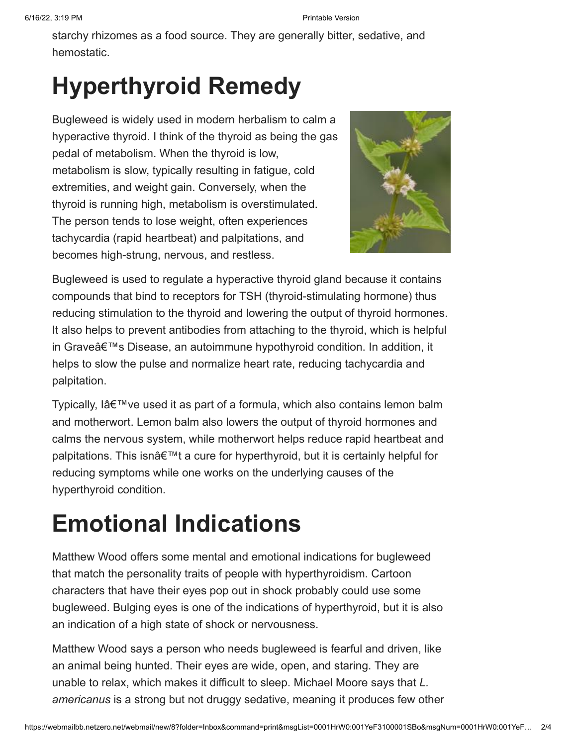starchy rhizomes as a food source. They are generally bitter, sedative, and hemostatic.

# Hyperthyroid Remedy

Bugleweed is widely used in modern herbalism to calm a hyperactive thyroid. I think of the thyroid as being the gas pedal of metabolism. When the thyroid is low, metabolism is slow, typically resulting in fatigue, cold extremities, and weight gain. Conversely, when the thyroid is running high, metabolism is overstimulated. The person tends to lose weight, often experiences tachycardia (rapid heartbeat) and palpitations, and becomes high-strung, nervous, and restless.

Bugleweed is used to regulate a hyperactive thyroid gland because it contains compounds that bind to receptors for TSH (thyroid-stimulating hormone) thus reducing stimulation to the thyroid and lowering the output of thyroid hormones. It also helps to prevent antibodies from attaching to the thyroid, which is helpful in Graveâ€™s Disease, an autoimmune hypothyroid condition. In addition, it helps to slow the pulse and normalize heart rate, reducing tachycardia and palpitation.

Typically, Iâ€™ve used it as part of a formula, which also contains lemon balm and motherwort. Lemon balm also lowers the output of thyroid hormones and calms the nervous system, while motherwort helps reduce rapid heartbeat and palpitations. This isnâ€™t a cure for hyperthyroid, but it is certainly helpful for reducing symptoms while one works on the underlying causes of the hyperthyroid condition.

# Emotional Indications

Matthew Wood offers some mental and emotional indications for bugleweed that match the personality traits of people with hyperthyroidism. Cartoon characters that have their eyes pop out in shock probably could use some bugleweed. Bulging eyes is one of the indications of hyperthyroid, but it is also an indication of a high state of shock or nervousness.

Matthew Wood says a person who needs bugleweed is fearful and driven, like an animal being hunted. Their eyes are wide, open, and staring. They are unable to relax, which makes it difficult to sleep. Michael Moore says that *L. americanus* is a strong but not druggy sedative, meaning it produces few other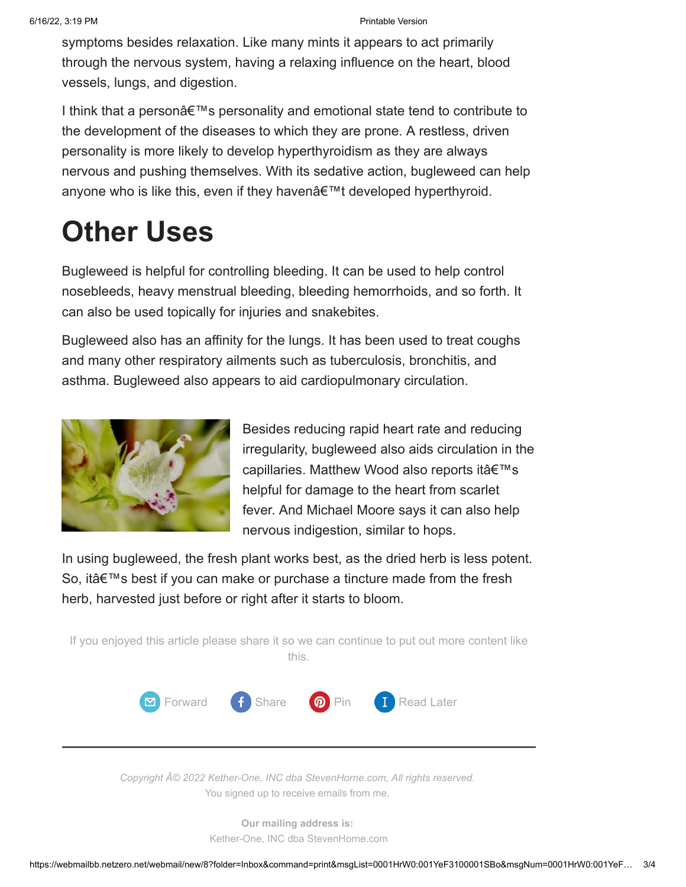symptoms besides relaxation. Like many mints it appears to act primarily through the nervous system, having a relaxing influence on the heart, blood vessels, lungs, and digestion.

I think that a personâ€™s personality and emotional state tend to contribute to the development of the diseases to which they are prone. A restless, driven personality is more likely to develop hyperthyroidism as they are always nervous and pushing themselves. With its sedative action, bugleweed can help anyone who is like this, even if they havenâ€™t developed hyperthyroid.

# Other Uses

Bugleweed is helpful for controlling bleeding. It can be used to help control nosebleeds, heavy menstrual bleeding, bleeding hemorrhoids, and so forth. It can also be used topically for injuries and snakebites.

Bugleweed also has an affinity for the lungs. It has been used to treat coughs and many other respiratory ailments such as tuberculosis, bronchitis, and asthma. Bugleweed also appears to aid cardiopulmonary circulation.

Besides reducing rapid heart rate and reducing irregularity, bugleweed also aids circulation in the capillaries. Matthew Wood also reports itâ€™s helpful for damage to the heart from scarlet fever. And Michael Moore says it can also help nervous indigestion, similar to hops.

In using bugleweed, the fresh plant works best, as the dried herb is less potent. So, itâ€™s best if you can make or purchase a tincture made from the fresh herb, harvested just before or right after it starts to bloom.

If you enjoyed this article please share it so we can continue to put out more content like this.

Forward Share Pin Read Later

---

*Copyright Â© 2022 Kether-One, INC dba StevenHorne.com, All rights reserved.*
You signed up to receive emails from me.

**Our mailing address is:**
Kether-One, INC dba StevenHorne.com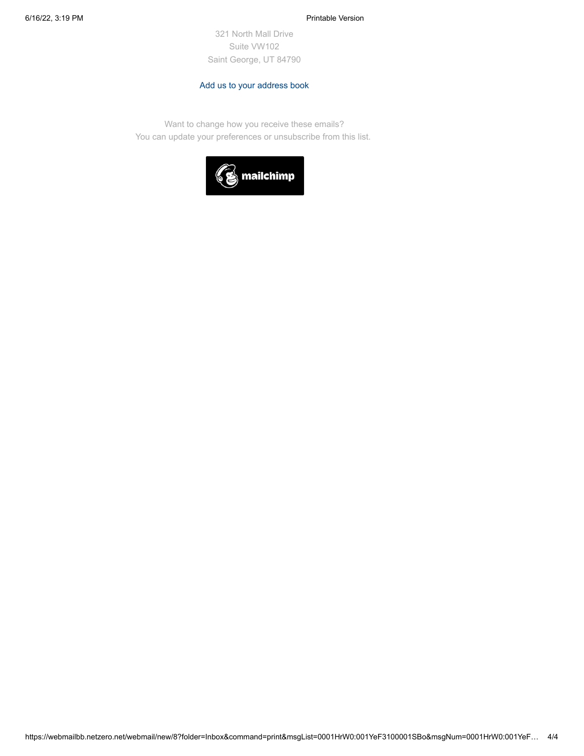321 North Mall Drive
Suite VW102
Saint George, UT 84790

Add us to your address book

Want to change how you receive these emails?
You can update your preferences or unsubscribe from this list.

mailchimp